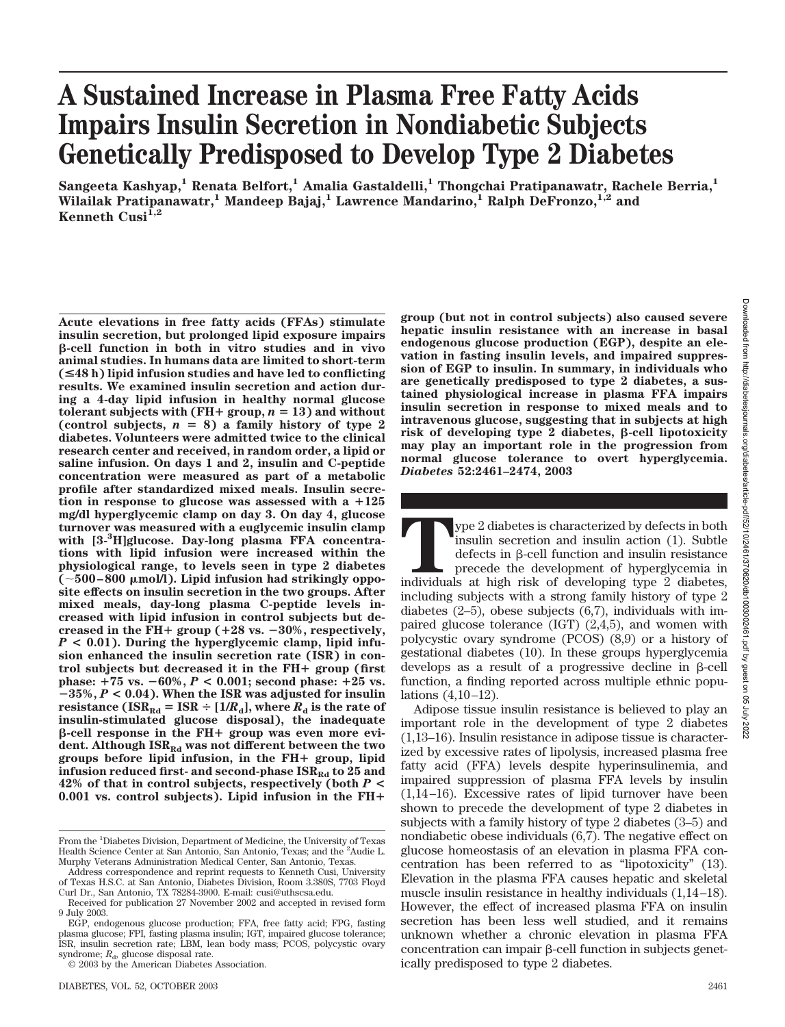# A Sustained Increase in Plasma Free Fatty Acids Impairs Insulin Secretion in Nondiabetic Subjects Genetically Predisposed to Develop Type 2 Diabetes

**Sangeeta Kashyap,[1] Renata Belfort,[1] Amalia Gastaldelli,[1] Thongchai Pratipanawatr, Rachele Berria,[1] Wilailak Pratipanawatr,[1] Mandeep Bajaj,[1] Lawrence Mandarino,[1] Ralph DeFronzo,[1,2] and Kenneth Cusi[1,2]**

**Acute elevations in free fatty acids (FFAs) stimulate insulin secretion, but prolonged lipid exposure impairs β-cell function in both in vitro studies and in vivo animal studies. In humans data are limited to short-term (≤48 h) lipid infusion studies and have led to conflicting results. We examined insulin secretion and action during a 4-day lipid infusion in healthy normal glucose tolerant subjects with (FH+ group, $n = 13$) and without (control subjects, $n = 8$) a family history of type 2 diabetes. Volunteers were admitted twice to the clinical research center and received, in random order, a lipid or saline infusion. On days 1 and 2, insulin and C-peptide concentration were measured as part of a metabolic profile after standardized mixed meals. Insulin secretion in response to glucose was assessed with a +125 mg/dl hyperglycemic clamp on day 3. On day 4, glucose turnover was measured with a euglycemic insulin clamp with [3-$^3$H]glucose. Day-long plasma FFA concentrations with lipid infusion were increased within the physiological range, to levels seen in type 2 diabetes (~500–800 μmol/l). Lipid infusion had strikingly opposite effects on insulin secretion in the two groups. After mixed meals, day-long plasma C-peptide levels increased with lipid infusion in control subjects but decreased in the FH+ group (+28 vs. −30%, respectively, $P < 0.01$). During the hyperglycemic clamp, lipid infusion enhanced the insulin secretion rate (ISR) in control subjects but decreased it in the FH+ group (first phase: +75 vs. −60%, $P < 0.001$; second phase: +25 vs. −35%, $P < 0.04$). When the ISR was adjusted for insulin resistance ($ISR_{Rd} = ISR \div [1/R_d]$, where $R_d$ is the rate of insulin-stimulated glucose disposal), the inadequate β-cell response in the FH+ group was even more evident. Although $ISR_{Rd}$ was not different between the two groups before lipid infusion, in the FH+ group, lipid infusion reduced first- and second-phase $ISR_{Rd}$ to 25 and 42% of that in control subjects, respectively (both $P < 0.001$ vs. control subjects). Lipid infusion in the FH+ group (but not in control subjects) also caused severe hepatic insulin resistance with an increase in basal endogenous glucose production (EGP), despite an elevation in fasting insulin levels, and impaired suppression of EGP to insulin. In summary, in individuals who are genetically predisposed to type 2 diabetes, a sustained physiological increase in plasma FFA impairs insulin secretion in response to mixed meals and to intravenous glucose, suggesting that in subjects at high risk of developing type 2 diabetes, β-cell lipotoxicity may play an important role in the progression from normal glucose tolerance to overt hyperglycemia.** ***Diabetes*** **52:2461–2474, 2003**

Type 2 diabetes is characterized by defects in both insulin secretion and insulin action (1). Subtle defects in β-cell function and insulin resistance precede the development of hyperglycemia in individuals at high risk of developing type 2 diabetes, including subjects with a strong family history of type 2 diabetes (2–5), obese subjects (6,7), individuals with impaired glucose tolerance (IGT) (2,4,5), and women with polycystic ovary syndrome (PCOS) (8,9) or a history of gestational diabetes (10). In these groups hyperglycemia develops as a result of a progressive decline in β-cell function, a finding reported across multiple ethnic populations (4,10–12).

Adipose tissue insulin resistance is believed to play an important role in the development of type 2 diabetes (1,13–16). Insulin resistance in adipose tissue is characterized by excessive rates of lipolysis, increased plasma free fatty acid (FFA) levels despite hyperinsulinemia, and impaired suppression of plasma FFA levels by insulin (1,14–16). Excessive rates of lipid turnover have been shown to precede the development of type 2 diabetes in subjects with a family history of type 2 diabetes (3–5) and nondiabetic obese individuals (6,7). The negative effect on glucose homeostasis of an elevation in plasma FFA concentration has been referred to as "lipotoxicity" (13). Elevation in the plasma FFA causes hepatic and skeletal muscle insulin resistance in healthy individuals (1,14–18). However, the effect of increased plasma FFA on insulin secretion has been less well studied, and it remains unknown whether a chronic elevation in plasma FFA concentration can impair β-cell function in subjects genetically predisposed to type 2 diabetes.

From the [1]Diabetes Division, Department of Medicine, the University of Texas Health Science Center at San Antonio, San Antonio, Texas; and the [2]Audie L. Murphy Veterans Administration Medical Center, San Antonio, Texas.

Address correspondence and reprint requests to Kenneth Cusi, University of Texas H.S.C. at San Antonio, Diabetes Division, Room 3.380S, 7703 Floyd Curl Dr., San Antonio, TX 78284-3900. E-mail: cusi@uthscsa.edu.

Received for publication 27 November 2002 and accepted in revised form 9 July 2003.

EGP, endogenous glucose production; FFA, free fatty acid; FPG, fasting plasma glucose; FPI, fasting plasma insulin; IGT, impaired glucose tolerance; ISR, insulin secretion rate; LBM, lean body mass; PCOS, polycystic ovary syndrome; $R_d$, glucose disposal rate.

© 2003 by the American Diabetes Association.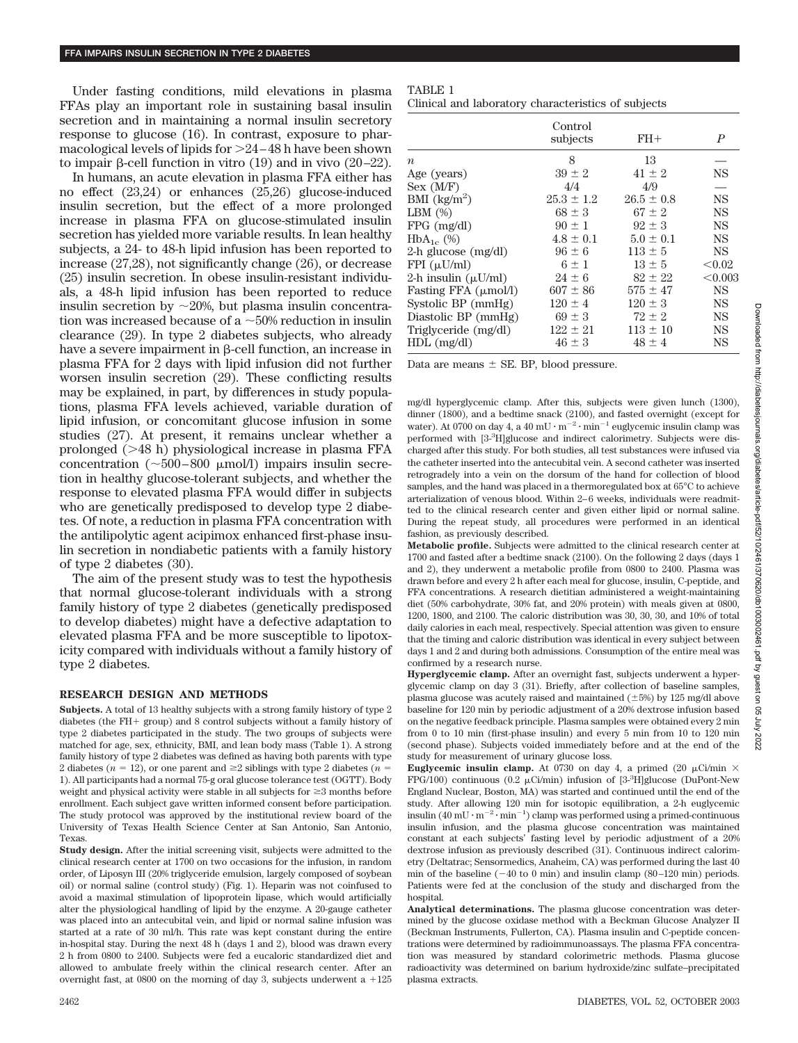Under fasting conditions, mild elevations in plasma FFAs play an important role in sustaining basal insulin secretion and in maintaining a normal insulin secretory response to glucose (16). In contrast, exposure to pharmacological levels of lipids for >24–48 h have been shown to impair β-cell function in vitro (19) and in vivo (20–22).

In humans, an acute elevation in plasma FFA either has no effect (23,24) or enhances (25,26) glucose-induced insulin secretion, but the effect of a more prolonged increase in plasma FFA on glucose-stimulated insulin secretion has yielded more variable results. In lean healthy subjects, a 24- to 48-h lipid infusion has been reported to increase (27,28), not significantly change (26), or decrease (25) insulin secretion. In obese insulin-resistant individuals, a 48-h lipid infusion has been reported to reduce insulin secretion by ~20%, but plasma insulin concentration was increased because of a ~50% reduction in insulin clearance (29). In type 2 diabetes subjects, who already have a severe impairment in β-cell function, an increase in plasma FFA for 2 days with lipid infusion did not further worsen insulin secretion (29). These conflicting results may be explained, in part, by differences in study populations, plasma FFA levels achieved, variable duration of lipid infusion, or concomitant glucose infusion in some studies (27). At present, it remains unclear whether a prolonged (>48 h) physiological increase in plasma FFA concentration (~500–800 μmol/l) impairs insulin secretion in healthy glucose-tolerant subjects, and whether the response to elevated plasma FFA would differ in subjects who are genetically predisposed to develop type 2 diabetes. Of note, a reduction in plasma FFA concentration with the antilipolytic agent acipimox enhanced first-phase insulin secretion in nondiabetic patients with a family history of type 2 diabetes (30).

The aim of the present study was to test the hypothesis that normal glucose-tolerant individuals with a strong family history of type 2 diabetes (genetically predisposed to develop diabetes) might have a defective adaptation to elevated plasma FFA and be more susceptible to lipotoxicity compared with individuals without a family history of type 2 diabetes.

## RESEARCH DESIGN AND METHODS

**Subjects.** A total of 13 healthy subjects with a strong family history of type 2 diabetes (the FH+ group) and 8 control subjects without a family history of type 2 diabetes participated in the study. The two groups of subjects were matched for age, sex, ethnicity, BMI, and lean body mass (Table 1). A strong family history of type 2 diabetes was defined as having both parents with type 2 diabetes ($n$ = 12), or one parent and ≥2 siblings with type 2 diabetes ($n$ = 1). All participants had a normal 75-g oral glucose tolerance test (OGTT). Body weight and physical activity were stable in all subjects for ≥3 months before enrollment. Each subject gave written informed consent before participation. The study protocol was approved by the institutional review board of the University of Texas Health Science Center at San Antonio, San Antonio, Texas.

**Study design.** After the initial screening visit, subjects were admitted to the clinical research center at 1700 on two occasions for the infusion, in random order, of Liposyn III (20% triglyceride emulsion, largely composed of soybean oil) or normal saline (control study) (Fig. 1). Heparin was not coinfused to avoid a maximal stimulation of lipoprotein lipase, which would artificially alter the physiological handling of lipid by the enzyme. A 20-gauge catheter was placed into an antecubital vein, and lipid or normal saline infusion was started at a rate of 30 ml/h. This rate was kept constant during the entire in-hospital stay. During the next 48 h (days 1 and 2), blood was drawn every 2 h from 0800 to 2400. Subjects were fed a eucaloric standardized diet and allowed to ambulate freely within the clinical research center. After an overnight fast, at 0800 on the morning of day 3, subjects underwent a +125 mg/dl hyperglycemic clamp. After this, subjects were given lunch (1300), dinner (1800), and a bedtime snack (2100), and fasted overnight (except for water). At 0700 on day 4, a 40 mU · m$^{-2}$ · min$^{-1}$ euglycemic insulin clamp was performed with [3-$^3$H]glucose and indirect calorimetry. Subjects were discharged after this study. For both studies, all test substances were infused via the catheter inserted into the antecubital vein. A second catheter was inserted retrogradely into a vein on the dorsum of the hand for collection of blood samples, and the hand was placed in a thermoregulated box at 65°C to achieve arterialization of venous blood. Within 2–6 weeks, individuals were readmitted to the clinical research center and given either lipid or normal saline. During the repeat study, all procedures were performed in an identical fashion, as previously described.

**Metabolic profile.** Subjects were admitted to the clinical research center at 1700 and fasted after a bedtime snack (2100). On the following 2 days (days 1 and 2), they underwent a metabolic profile from 0800 to 2400. Plasma was drawn before and every 2 h after each meal for glucose, insulin, C-peptide, and FFA concentrations. A research dietitian administered a weight-maintaining diet (50% carbohydrate, 30% fat, and 20% protein) with meals given at 0800, 1200, 1800, and 2100. The caloric distribution was 30, 30, 30, and 10% of total daily calories in each meal, respectively. Special attention was given to ensure that the timing and caloric distribution was identical in every subject between days 1 and 2 and during both admissions. Consumption of the entire meal was confirmed by a research nurse.

**Hyperglycemic clamp.** After an overnight fast, subjects underwent a hyperglycemic clamp on day 3 (31). Briefly, after collection of baseline samples, plasma glucose was acutely raised and maintained (±5%) by 125 mg/dl above baseline for 120 min by periodic adjustment of a 20% dextrose infusion based on the negative feedback principle. Plasma samples were obtained every 2 min from 0 to 10 min (first-phase insulin) and every 5 min from 10 to 120 min (second phase). Subjects voided immediately before and at the end of the study for measurement of urinary glucose loss.

**Euglycemic insulin clamp.** At 0730 on day 4, a primed (20 μCi/min × FPG/100) continuous (0.2 μCi/min) infusion of [3-$^3$H]glucose (DuPont-New England Nuclear, Boston, MA) was started and continued until the end of the study. After allowing 120 min for isotopic equilibration, a 2-h euglycemic insulin (40 mU · m$^{-2}$ · min$^{-1}$) clamp was performed using a primed-continuous insulin infusion, and the plasma glucose concentration was maintained constant at each subjects' fasting level by periodic adjustment of a 20% dextrose infusion as previously described (31). Continuous indirect calorimetry (Deltatrac; Sensormedics, Anaheim, CA) was performed during the last 40 min of the baseline (−40 to 0 min) and insulin clamp (80–120 min) periods. Patients were fed at the conclusion of the study and discharged from the hospital.

**Analytical determinations.** The plasma glucose concentration was determined by the glucose oxidase method with a Beckman Glucose Analyzer II (Beckman Instruments, Fullerton, CA). Plasma insulin and C-peptide concentrations were determined by radioimmunoassays. The plasma FFA concentration was measured by standard colorimetric methods. Plasma glucose radioactivity was determined on barium hydroxide/zinc sulfate–precipitated plasma extracts.

TABLE 1
Clinical and laboratory characteristics of subjects

| | Control subjects | FH+ | $P$ |
|---|---|---|---|
| $n$ | 8 | 13 | — |
| Age (years) | 39 ± 2 | 41 ± 2 | NS |
| Sex (M/F) | 4/4 | 4/9 | — |
| BMI (kg/m$^2$) | 25.3 ± 1.2 | 26.5 ± 0.8 | NS |
| LBM (%) | 68 ± 3 | 67 ± 2 | NS |
| FPG (mg/dl) | 90 ± 1 | 92 ± 3 | NS |
| $HbA_{1c}$ (%) | 4.8 ± 0.1 | 5.0 ± 0.1 | NS |
| 2-h glucose (mg/dl) | 96 ± 6 | 113 ± 5 | NS |
| FPI (μU/ml) | 6 ± 1 | 13 ± 5 | <0.02 |
| 2-h insulin (μU/ml) | 24 ± 6 | 82 ± 22 | <0.003 |
| Fasting FFA (μmol/l) | 607 ± 86 | 575 ± 47 | NS |
| Systolic BP (mmHg) | 120 ± 4 | 120 ± 3 | NS |
| Diastolic BP (mmHg) | 69 ± 3 | 72 ± 2 | NS |
| Triglyceride (mg/dl) | 122 ± 21 | 113 ± 10 | NS |
| HDL (mg/dl) | 46 ± 3 | 48 ± 4 | NS |

Data are means ± SE. BP, blood pressure.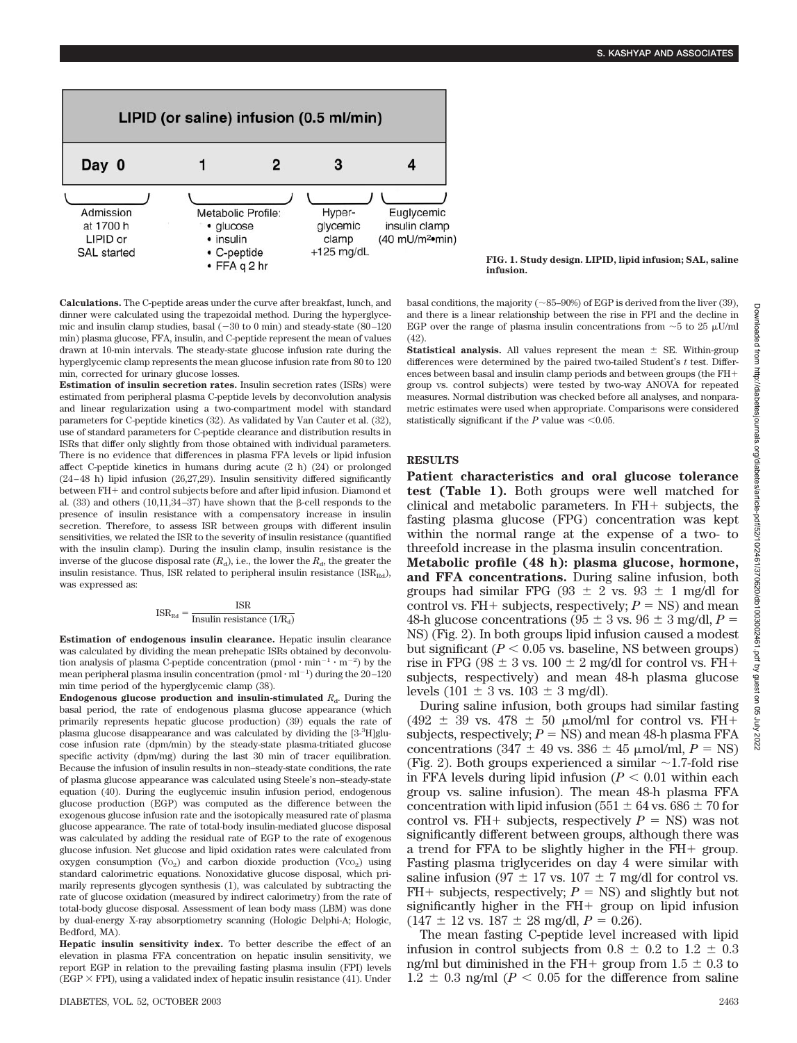FIG. 1. Study design. LIPID, lipid infusion; SAL, saline infusion.

**Calculations.** The C-peptide areas under the curve after breakfast, lunch, and dinner were calculated using the trapezoidal method. During the hyperglycemic and insulin clamp studies, basal (−30 to 0 min) and steady-state (80–120 min) plasma glucose, FFA, insulin, and C-peptide represent the mean of values drawn at 10-min intervals. The steady-state glucose infusion rate during the hyperglycemic clamp represents the mean glucose infusion rate from 80 to 120 min, corrected for urinary glucose losses.

**Estimation of insulin secretion rates.** Insulin secretion rates (ISRs) were estimated from peripheral plasma C-peptide levels by deconvolution analysis and linear regularization using a two-compartment model with standard parameters for C-peptide kinetics (32). As validated by Van Cauter et al. (32), use of standard parameters for C-peptide clearance and distribution results in ISRs that differ only slightly from those obtained with individual parameters. There is no evidence that differences in plasma FFA levels or lipid infusion affect C-peptide kinetics in humans during acute (2 h) (24) or prolonged (24–48 h) lipid infusion (26,27,29). Insulin sensitivity differed significantly between FH+ and control subjects before and after lipid infusion. Diamond et al. (33) and others (10,11,34–37) have shown that the β-cell responds to the presence of insulin resistance with a compensatory increase in insulin secretion. Therefore, to assess ISR between groups with different insulin sensitivities, we related the ISR to the severity of insulin resistance (quantified with the insulin clamp). During the insulin clamp, insulin resistance is the inverse of the glucose disposal rate ($R_d$), i.e., the lower the $R_d$, the greater the insulin resistance. Thus, ISR related to peripheral insulin resistance ($ISR_{Rd}$), was expressed as:

$$ISR_{Rd} = \frac{ISR}{\text{Insulin resistance } (1/R_d)}$$

**Estimation of endogenous insulin clearance.** Hepatic insulin clearance was calculated by dividing the mean prehepatic ISRs obtained by deconvolution analysis of plasma C-peptide concentration ($\text{pmol} \cdot \text{min}^{-1} \cdot \text{m}^{-2}$) by the mean peripheral plasma insulin concentration ($\text{pmol} \cdot \text{ml}^{-1}$) during the 20–120 min time period of the hyperglycemic clamp (38).

**Endogenous glucose production and insulin-stimulated $R_d$.** During the basal period, the rate of endogenous plasma glucose appearance (which primarily represents hepatic glucose production) (39) equals the rate of plasma glucose disappearance and was calculated by dividing the [3-$^3$H]glucose infusion rate (dpm/min) by the steady-state plasma-tritiated glucose specific activity (dpm/mg) during the last 30 min of tracer equilibration. Because the infusion of insulin results in non–steady-state conditions, the rate of plasma glucose appearance was calculated using Steele's non–steady-state equation (40). During the euglycemic insulin infusion period, endogenous glucose production (EGP) was computed as the difference between the exogenous glucose infusion rate and the isotopically measured rate of plasma glucose appearance. The rate of total-body insulin-mediated glucose disposal was calculated by adding the residual rate of EGP to the rate of exogenous glucose infusion. Net glucose and lipid oxidation rates were calculated from oxygen consumption ($V_{O_2}$) and carbon dioxide production ($V_{CO_2}$) using standard calorimetric equations. Nonoxidative glucose disposal, which primarily represents glycogen synthesis (1), was calculated by subtracting the rate of glucose oxidation (measured by indirect calorimetry) from the rate of total-body glucose disposal. Assessment of lean body mass (LBM) was done by dual-energy X-ray absorptiometry scanning (Hologic Delphi-A; Hologic, Bedford, MA).

**Hepatic insulin sensitivity index.** To better describe the effect of an elevation in plasma FFA concentration on hepatic insulin sensitivity, we report EGP in relation to the prevailing fasting plasma insulin (FPI) levels (EGP × FPI), using a validated index of hepatic insulin resistance (41). Under basal conditions, the majority (~85–90%) of EGP is derived from the liver (39), and there is a linear relationship between the rise in FPI and the decline in EGP over the range of plasma insulin concentrations from ~5 to 25 μU/ml (42).

**Statistical analysis.** All values represent the mean ± SE. Within-group differences were determined by the paired two-tailed Student's *t* test. Differences between basal and insulin clamp periods and between groups (the FH+ group vs. control subjects) were tested by two-way ANOVA for repeated measures. Normal distribution was checked before all analyses, and nonparametric estimates were used when appropriate. Comparisons were considered statistically significant if the $P$ value was $<0.05$.

## RESULTS

**Patient characteristics and oral glucose tolerance test (Table 1).** Both groups were well matched for clinical and metabolic parameters. In FH+ subjects, the fasting plasma glucose (FPG) concentration was kept within the normal range at the expense of a two- to threefold increase in the plasma insulin concentration.

**Metabolic profile (48 h): plasma glucose, hormone, and FFA concentrations.** During saline infusion, both groups had similar FPG (93 ± 2 vs. 93 ± 1 mg/dl for control vs. FH+ subjects, respectively; $P$ = NS) and mean 48-h glucose concentrations (95 ± 3 vs. 96 ± 3 mg/dl, $P$ = NS) (Fig. 2). In both groups lipid infusion caused a modest but significant ($P < 0.05$ vs. baseline, NS between groups) rise in FPG (98 ± 3 vs. 100 ± 2 mg/dl for control vs. FH+ subjects, respectively) and mean 48-h plasma glucose levels (101 ± 3 vs. 103 ± 3 mg/dl).

During saline infusion, both groups had similar fasting (492 ± 39 vs. 478 ± 50 μmol/ml for control vs. FH+ subjects, respectively; $P$ = NS) and mean 48-h plasma FFA concentrations (347 ± 49 vs. 386 ± 45 μmol/ml, $P$ = NS) (Fig. 2). Both groups experienced a similar ~1.7-fold rise in FFA levels during lipid infusion ($P < 0.01$ within each group vs. saline infusion). The mean 48-h plasma FFA concentration with lipid infusion (551 ± 64 vs. 686 ± 70 for control vs. FH+ subjects, respectively $P$ = NS) was not significantly different between groups, although there was a trend for FFA to be slightly higher in the FH+ group. Fasting plasma triglycerides on day 4 were similar with saline infusion (97 ± 17 vs. 107 ± 7 mg/dl for control vs. FH+ subjects, respectively; $P$ = NS) and slightly but not significantly higher in the FH+ group on lipid infusion (147 ± 12 vs. 187 ± 28 mg/dl, $P$ = 0.26).

The mean fasting C-peptide level increased with lipid infusion in control subjects from 0.8 ± 0.2 to 1.2 ± 0.3 ng/ml but diminished in the FH+ group from 1.5 ± 0.3 to 1.2 ± 0.3 ng/ml ($P < 0.05$ for the difference from saline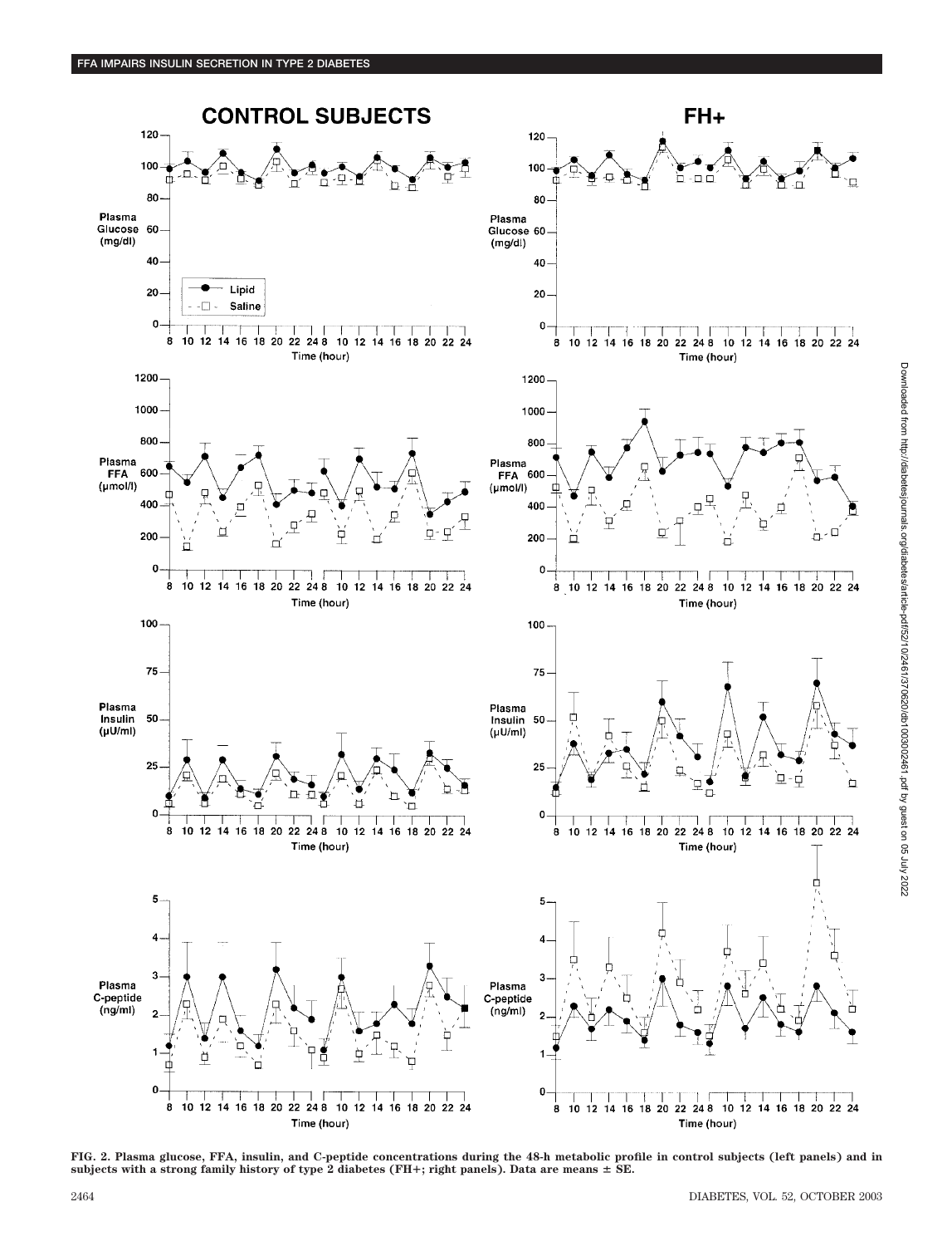FIG. 2. Plasma glucose, FFA, insulin, and C-peptide concentrations during the 48-h metabolic profile in control subjects (left panels) and in subjects with a strong family history of type 2 diabetes (FH+; right panels). Data are means ± SE.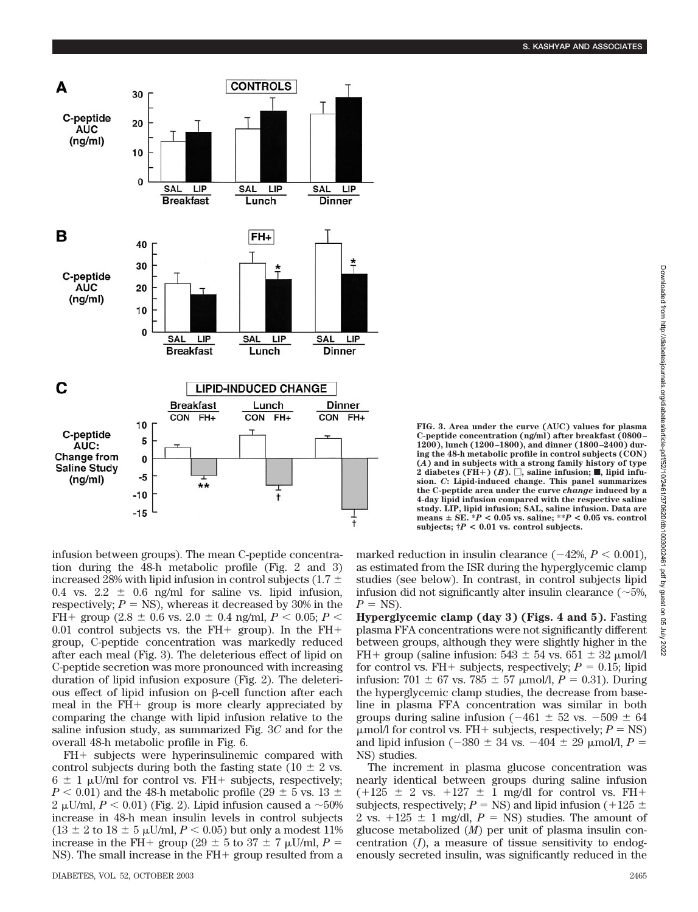FIG. 3. Area under the curve (AUC) values for plasma C-peptide concentration (ng/ml) after breakfast (0800–1200), lunch (1200–1800), and dinner (1800–2400) during the 48-h metabolic profile in control subjects (CON) (*A*) and in subjects with a strong family history of type 2 diabetes (FH+) (*B*). □, saline infusion; ■, lipid infusion. *C*: Lipid-induced change. This panel summarizes the C-peptide area under the curve *change* induced by a 4-day lipid infusion compared with the respective saline study. LIP, lipid infusion; SAL, saline infusion. Data are means ± SE. \*$P < 0.05$ vs. saline; \*\*$P < 0.05$ vs. control subjects; †$P < 0.01$ vs. control subjects.

infusion between groups). The mean C-peptide concentration during the 48-h metabolic profile (Fig. 2 and 3) increased 28% with lipid infusion in control subjects (1.7 ± 0.4 vs. 2.2 ± 0.6 ng/ml for saline vs. lipid infusion, respectively; $P$ = NS), whereas it decreased by 30% in the FH+ group (2.8 ± 0.6 vs. 2.0 ± 0.4 ng/ml, $P < 0.05$; $P < 0.01$ control subjects vs. the FH+ group). In the FH+ group, C-peptide concentration was markedly reduced after each meal (Fig. 3). The deleterious effect of lipid on C-peptide secretion was more pronounced with increasing duration of lipid infusion exposure (Fig. 2). The deleterious effect of lipid infusion on β-cell function after each meal in the FH+ group is more clearly appreciated by comparing the change with lipid infusion relative to the saline infusion study, as summarized Fig. 3*C* and for the overall 48-h metabolic profile in Fig. 6.

FH+ subjects were hyperinsulinemic compared with control subjects during both the fasting state (10 ± 2 vs. 6 ± 1 μU/ml for control vs. FH+ subjects, respectively; $P < 0.01$) and the 48-h metabolic profile (29 ± 5 vs. 13 ± 2 μU/ml, $P < 0.01$) (Fig. 2). Lipid infusion caused a ~50% increase in 48-h mean insulin levels in control subjects (13 ± 2 to 18 ± 5 μU/ml, $P < 0.05$) but only a modest 11% increase in the FH+ group (29 ± 5 to 37 ± 7 μU/ml, $P$ = NS). The small increase in the FH+ group resulted from a marked reduction in insulin clearance (−42%, $P < 0.001$), as estimated from the ISR during the hyperglycemic clamp studies (see below). In contrast, in control subjects lipid infusion did not significantly alter insulin clearance (~5%, $P$ = NS).

**Hyperglycemic clamp (day 3) (Figs. 4 and 5).** Fasting plasma FFA concentrations were not significantly different between groups, although they were slightly higher in the FH+ group (saline infusion: 543 ± 54 vs. 651 ± 32 μmol/l for control vs. FH+ subjects, respectively; $P = 0.15$; lipid infusion: 701 ± 67 vs. 785 ± 57 μmol/l, $P = 0.31$). During the hyperglycemic clamp studies, the decrease from baseline in plasma FFA concentration was similar in both groups during saline infusion (−461 ± 52 vs. −509 ± 64 μmol/l for control vs. FH+ subjects, respectively; $P$ = NS) and lipid infusion (−380 ± 34 vs. −404 ± 29 μmol/l, $P$ = NS) studies.

The increment in plasma glucose concentration was nearly identical between groups during saline infusion (+125 ± 2 vs. +127 ± 1 mg/dl for control vs. FH+ subjects, respectively; $P$ = NS) and lipid infusion (+125 ± 2 vs. +125 ± 1 mg/dl, $P$ = NS) studies. The amount of glucose metabolized ($M$) per unit of plasma insulin concentration ($I$), a measure of tissue sensitivity to endogenously secreted insulin, was significantly reduced in the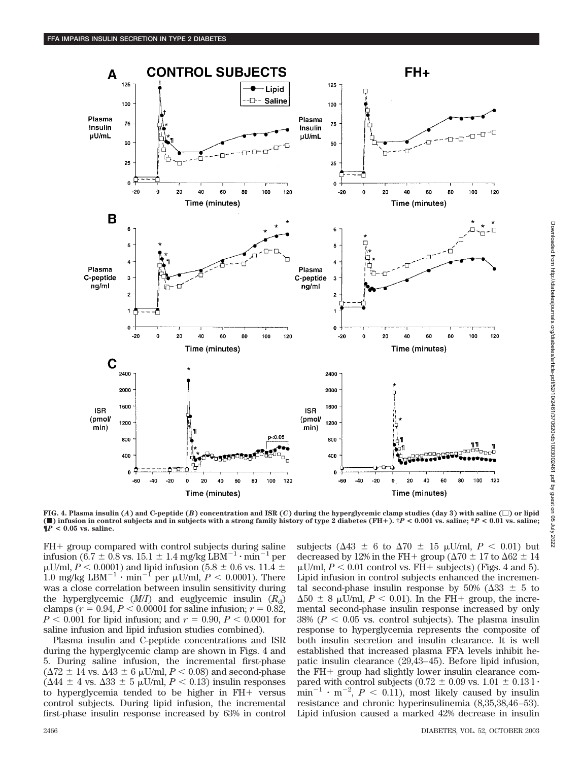FIG. 4. Plasma insulin (*A*) and C-peptide (*B*) concentration and ISR (*C*) during the hyperglycemic clamp studies (day 3) with saline (□) or lipid (■) infusion in control subjects and in subjects with a strong family history of type 2 diabetes (FH+). †$P < 0.001$ vs. saline; *$P < 0.01$ vs. saline; ¶$P < 0.05$ vs. saline.

FH+ group compared with control subjects during saline infusion ($6.7 \pm 0.8$ vs. $15.1 \pm 1.4$ mg/kg $\text{LBM}^{-1} \cdot \text{min}^{-1}$ per μU/ml, $P < 0.0001$) and lipid infusion ($5.8 \pm 0.6$ vs. $11.4 \pm 1.0$ mg/kg $\text{LBM}^{-1} \cdot \text{min}^{-1}$ per μU/ml, $P < 0.0001$). There was a close correlation between insulin sensitivity during the hyperglycemic ($M/I$) and euglycemic insulin ($R_d$) clamps ($r = 0.94$, $P < 0.00001$ for saline infusion; $r = 0.82$, $P < 0.001$ for lipid infusion; and $r = 0.90$, $P < 0.0001$ for saline infusion and lipid infusion studies combined).

Plasma insulin and C-peptide concentrations and ISR during the hyperglycemic clamp are shown in Figs. 4 and 5. During saline infusion, the incremental first-phase ($\Delta 72 \pm 14$ vs. $\Delta 43 \pm 6$ μU/ml, $P < 0.08$) and second-phase ($\Delta 44 \pm 4$ vs. $\Delta 33 \pm 5$ μU/ml, $P < 0.13$) insulin responses to hyperglycemia tended to be higher in FH+ versus control subjects. During lipid infusion, the incremental first-phase insulin response increased by 63% in control subjects ($\Delta 43 \pm 6$ to $\Delta 70 \pm 15$ μU/ml, $P < 0.01$) but decreased by 12% in the FH+ group ($\Delta 70 \pm 17$ to $\Delta 62 \pm 14$ μU/ml, $P < 0.01$ control vs. FH+ subjects) (Figs. 4 and 5). Lipid infusion in control subjects enhanced the incremental second-phase insulin response by 50% ($\Delta 33 \pm 5$ to $\Delta 50 \pm 8$ μU/ml, $P < 0.01$). In the FH+ group, the incremental second-phase insulin response increased by only 38% ($P < 0.05$ vs. control subjects). The plasma insulin response to hyperglycemia represents the composite of both insulin secretion and insulin clearance. It is well established that increased plasma FFA levels inhibit hepatic insulin clearance (29,43–45). Before lipid infusion, the FH+ group had slightly lower insulin clearance compared with control subjects ($0.72 \pm 0.09$ vs. $1.01 \pm 0.13$ $\text{l} \cdot \text{min}^{-1} \cdot \text{m}^{-2}$, $P < 0.11$), most likely caused by insulin resistance and chronic hyperinsulinemia (8,35,38,46–53). Lipid infusion caused a marked 42% decrease in insulin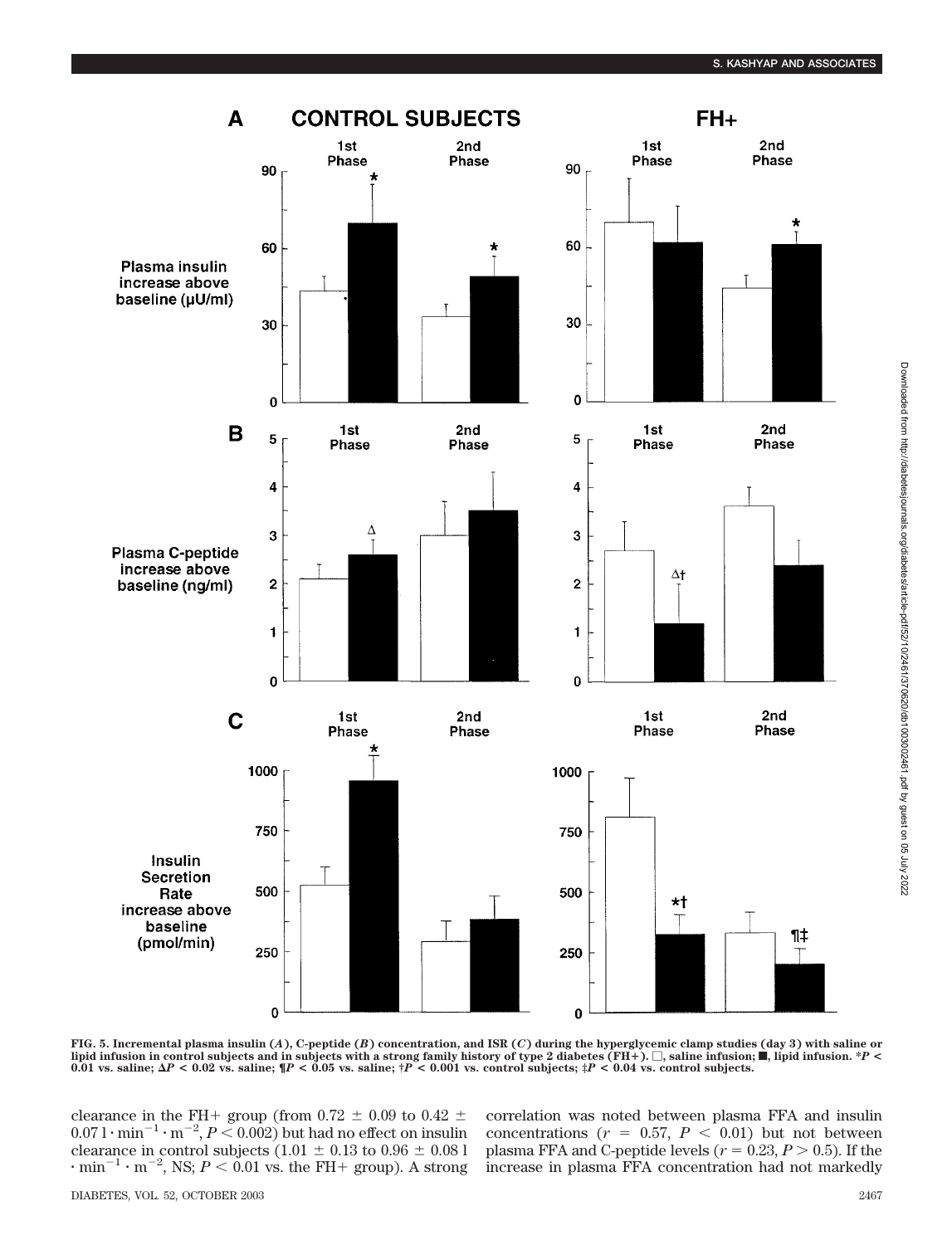FIG. 5. Incremental plasma insulin (*A*), C-peptide (*B*) concentration, and ISR (*C*) during the hyperglycemic clamp studies (day 3) with saline or lipid infusion in control subjects and in subjects with a strong family history of type 2 diabetes (FH+). □, saline infusion; ■, lipid infusion. \*$P <$ 0.01 vs. saline; Δ$P < 0.02$ vs. saline; ¶$P < 0.05$ vs. saline; †$P < 0.001$ vs. control subjects; ‡$P < 0.04$ vs. control subjects.

clearance in the FH+ group (from $0.72 \pm 0.09$ to $0.42 \pm 0.07$ $l \cdot min^{-1} \cdot m^{-2}$, $P < 0.002$) but had no effect on insulin clearance in control subjects ($1.01 \pm 0.13$ to $0.96 \pm 0.08$ $l \cdot min^{-1} \cdot m^{-2}$, NS; $P < 0.01$ vs. the FH+ group). A strong correlation was noted between plasma FFA and insulin concentrations ($r = 0.57$, $P < 0.01$) but not between plasma FFA and C-peptide levels ($r = 0.23$, $P > 0.5$). If the increase in plasma FFA concentration had not markedly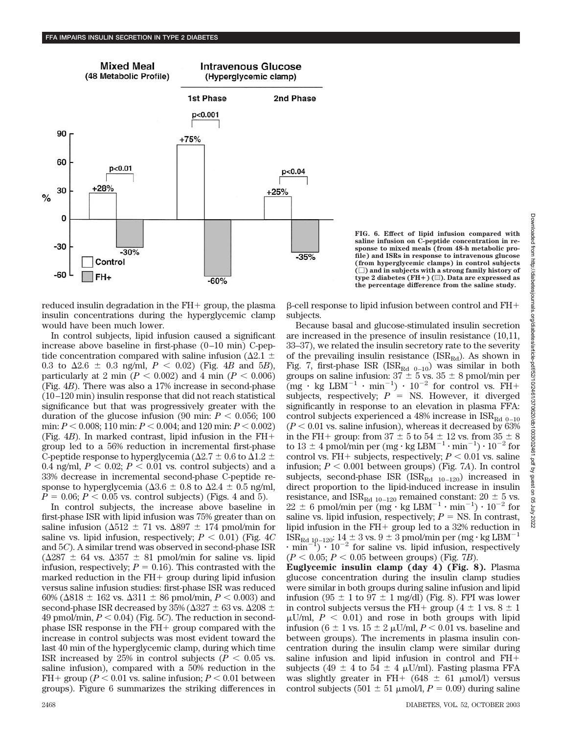FIG. 6. Effect of lipid infusion compared with saline infusion on C-peptide concentration in response to mixed meals (from 48-h metabolic profile) and ISRs in response to intravenous glucose (from hyperglycemic clamps) in control subjects (□) and in subjects with a strong family history of type 2 diabetes (FH+) (▨). Data are expressed as the percentage difference from the saline study.

reduced insulin degradation in the FH+ group, the plasma insulin concentrations during the hyperglycemic clamp would have been much lower.

In control subjects, lipid infusion caused a significant increase above baseline in first-phase (0–10 min) C-peptide concentration compared with saline infusion (Δ2.1 ± 0.3 to Δ2.6 ± 0.3 ng/ml, $P < 0.02$) (Fig. 4*B* and 5*B*), particularly at 2 min ($P < 0.002$) and 4 min ($P < 0.006$) (Fig. 4*B*). There was also a 17% increase in second-phase (10–120 min) insulin response that did not reach statistical significance but that was progressively greater with the duration of the glucose infusion (90 min: $P < 0.056$; 100 min: $P < 0.008$; 110 min: $P < 0.004$; and 120 min: $P < 0.002$) (Fig. 4*B*). In marked contrast, lipid infusion in the FH+ group led to a 56% reduction in incremental first-phase C-peptide response to hyperglycemia (Δ2.7 ± 0.6 to Δ1.2 ± 0.4 ng/ml, $P < 0.02$; $P < 0.01$ vs. control subjects) and a 33% decrease in incremental second-phase C-peptide response to hyperglycemia (Δ3.6 ± 0.8 to Δ2.4 ± 0.5 ng/ml, $P = 0.06$; $P < 0.05$ vs. control subjects) (Figs. 4 and 5).

In control subjects, the increase above baseline in first-phase ISR with lipid infusion was 75% greater than on saline infusion (Δ512 ± 71 vs. Δ897 ± 174 pmol/min for saline vs. lipid infusion, respectively; $P < 0.01$) (Fig. 4*C* and 5*C*). A similar trend was observed in second-phase ISR (Δ287 ± 64 vs. Δ357 ± 81 pmol/min for saline vs. lipid infusion, respectively; $P = 0.16$). This contrasted with the marked reduction in the FH+ group during lipid infusion versus saline infusion studies: first-phase ISR was reduced 60% (Δ818 ± 162 vs. Δ311 ± 86 pmol/min, $P < 0.003$) and second-phase ISR decreased by 35% (Δ327 ± 63 vs. Δ208 ± 49 pmol/min, $P < 0.04$) (Fig. 5*C*). The reduction in second-phase ISR response in the FH+ group compared with the increase in control subjects was most evident toward the last 40 min of the hyperglycemic clamp, during which time ISR increased by 25% in control subjects ($P < 0.05$ vs. saline infusion), compared with a 50% reduction in the FH+ group ($P < 0.01$ vs. saline infusion; $P < 0.01$ between groups). Figure 6 summarizes the striking differences in β-cell response to lipid infusion between control and FH+ subjects.

Because basal and glucose-stimulated insulin secretion are increased in the presence of insulin resistance (10,11, 33–37), we related the insulin secretory rate to the severity of the prevailing insulin resistance ($ISR_{Rd}$). As shown in Fig. 7, first-phase ISR ($ISR_{Rd\ 0-10}$) was similar in both groups on saline infusion: 37 ± 5 vs. 35 ± 8 pmol/min per $(mg \cdot kg\ LBM^{-1} \cdot min^{-1}) \cdot 10^{-2}$ for control vs. FH+ subjects, respectively; $P$ = NS. However, it diverged significantly in response to an elevation in plasma FFA: control subjects experienced a 48% increase in $ISR_{Rd\ 0-10}$ ($P < 0.01$ vs. saline infusion), whereas it decreased by 63% in the FH+ group: from 37 ± 5 to 54 ± 12 vs. from 35 ± 8 to 13 ± 4 pmol/min per $(mg \cdot kg\ LBM^{-1} \cdot min^{-1}) \cdot 10^{-2}$ for control vs. FH+ subjects, respectively; $P < 0.01$ vs. saline infusion; $P < 0.001$ between groups) (Fig. 7*A*). In control subjects, second-phase ISR ($ISR_{Rd\ 10-120}$) increased in direct proportion to the lipid-induced increase in insulin resistance, and $ISR_{Rd\ 10-120}$ remained constant: 20 ± 5 vs. 22 ± 6 pmol/min per $(mg \cdot kg\ LBM^{-1} \cdot min^{-1}) \cdot 10^{-2}$ for saline vs. lipid infusion, respectively; $P$ = NS. In contrast, lipid infusion in the FH+ group led to a 32% reduction in $ISR_{Rd\ 10-120}$: 14 ± 3 vs. 9 ± 3 pmol/min per $(mg \cdot kg\ LBM^{-1} \cdot min^{-1}) \cdot 10^{-2}$ for saline vs. lipid infusion, respectively ($P < 0.05$; $P < 0.05$ between groups) (Fig. 7*B*).

**Euglycemic insulin clamp (day 4) (Fig. 8).** Plasma glucose concentration during the insulin clamp studies were similar in both groups during saline infusion and lipid infusion (95 ± 1 to 97 ± 1 mg/dl) (Fig. 8). FPI was lower in control subjects versus the FH+ group (4 ± 1 vs. 8 ± 1 μU/ml, $P < 0.01$) and rose in both groups with lipid infusion (6 ± 1 vs. 15 ± 2 μU/ml, $P < 0.01$ vs. baseline and between groups). The increments in plasma insulin concentration during the insulin clamp were similar during saline infusion and lipid infusion in control and FH+ subjects (49 ± 4 to 54 ± 4 μU/ml). Fasting plasma FFA was slightly greater in FH+ (648 ± 61 μmol/l) versus control subjects (501 ± 51 μmol/l, $P = 0.09$) during saline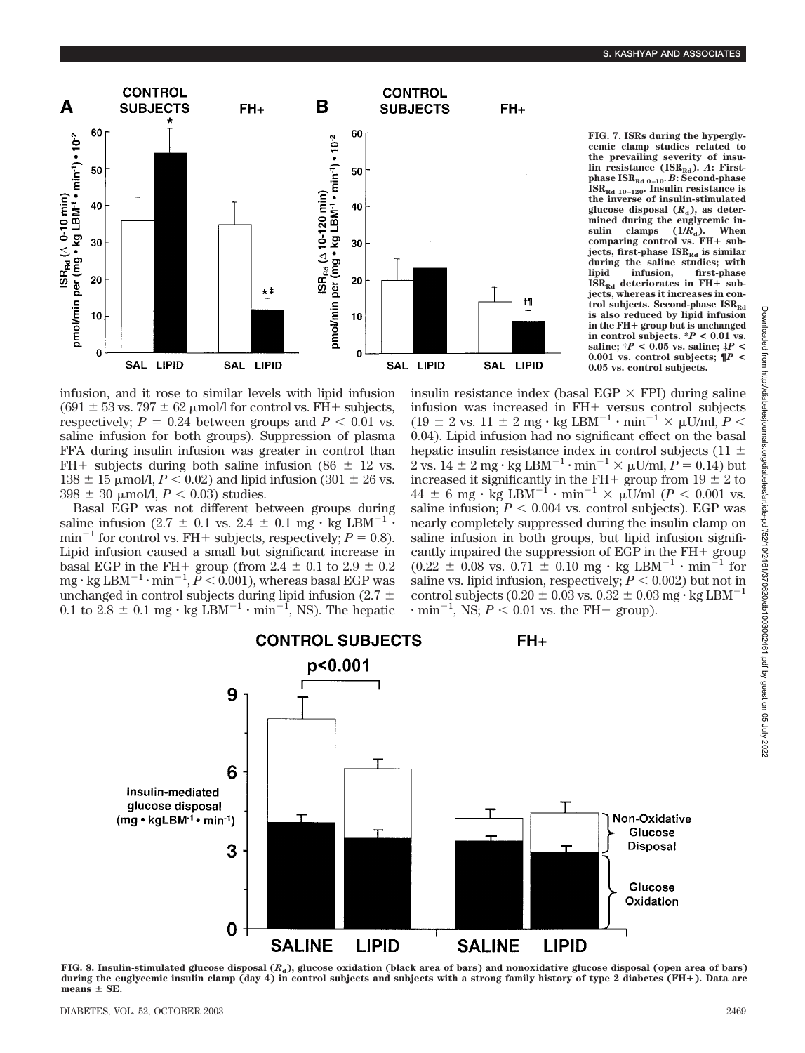FIG. 7. ISRs during the hyperglycemic clamp studies related to the prevailing severity of insulin resistance ($ISR_{Rd}$). *A*: First-phase $ISR_{Rd\ 0–10}$. *B*: Second-phase $ISR_{Rd\ 10–120}$. Insulin resistance is the inverse of insulin-stimulated glucose disposal ($R_d$), as determined during the euglycemic insulin clamps ($1/R_d$). When comparing control vs. FH+ subjects, first-phase $ISR_{Rd}$ is similar during the saline studies; with lipid infusion, first-phase $ISR_{Rd}$ deteriorates in FH+ subjects, whereas it increases in control subjects. Second-phase $ISR_{Rd}$ is also reduced by lipid infusion in the FH+ group but is unchanged in control subjects. *$P < 0.01$ vs. saline; †$P < 0.05$ vs. saline; ‡$P < 0.001$ vs. control subjects; ¶$P < 0.05$ vs. control subjects.

infusion, and it rose to similar levels with lipid infusion (691 ± 53 vs. 797 ± 62 μmol/l for control vs. FH+ subjects, respectively; $P = 0.24$ between groups and $P < 0.01$ vs. saline infusion for both groups). Suppression of plasma FFA during insulin infusion was greater in control than FH+ subjects during both saline infusion (86 ± 12 vs. 138 ± 15 μmol/l, $P < 0.02$) and lipid infusion (301 ± 26 vs. 398 ± 30 μmol/l, $P < 0.03$) studies.

Basal EGP was not different between groups during saline infusion (2.7 ± 0.1 vs. 2.4 ± 0.1 mg · kg $LBM^{-1}$ · $min^{-1}$ for control vs. FH+ subjects, respectively; $P = 0.8$). Lipid infusion caused a small but significant increase in basal EGP in the FH+ group (from 2.4 ± 0.1 to 2.9 ± 0.2 mg · kg $LBM^{-1}$ · $min^{-1}$, $P < 0.001$), whereas basal EGP was unchanged in control subjects during lipid infusion (2.7 ± 0.1 to 2.8 ± 0.1 mg · kg $LBM^{-1}$ · $min^{-1}$, NS). The hepatic insulin resistance index (basal EGP × FPI) during saline infusion was increased in FH+ versus control subjects (19 ± 2 vs. 11 ± 2 mg · kg $LBM^{-1}$ · $min^{-1}$ × μU/ml, $P < 0.04$). Lipid infusion had no significant effect on the basal hepatic insulin resistance index in control subjects (11 ± 2 vs. 14 ± 2 mg · kg $LBM^{-1}$ · $min^{-1}$ × μU/ml, $P = 0.14$) but increased it significantly in the FH+ group from 19 ± 2 to 44 ± 6 mg · kg $LBM^{-1}$ · $min^{-1}$ × μU/ml ($P < 0.001$ vs. saline infusion; $P < 0.004$ vs. control subjects). EGP was nearly completely suppressed during the insulin clamp on saline infusion in both groups, but lipid infusion significantly impaired the suppression of EGP in the FH+ group (0.22 ± 0.08 vs. 0.71 ± 0.10 mg · kg $LBM^{-1}$ · $min^{-1}$ for saline vs. lipid infusion, respectively; $P < 0.002$) but not in control subjects (0.20 ± 0.03 vs. 0.32 ± 0.03 mg · kg $LBM^{-1}$ · $min^{-1}$, NS; $P < 0.01$ vs. the FH+ group).

FIG. 8. Insulin-stimulated glucose disposal ($R_d$), glucose oxidation (black area of bars) and nonoxidative glucose disposal (open area of bars) during the euglycemic insulin clamp (day 4) in control subjects and subjects with a strong family history of type 2 diabetes (FH+). Data are means ± SE.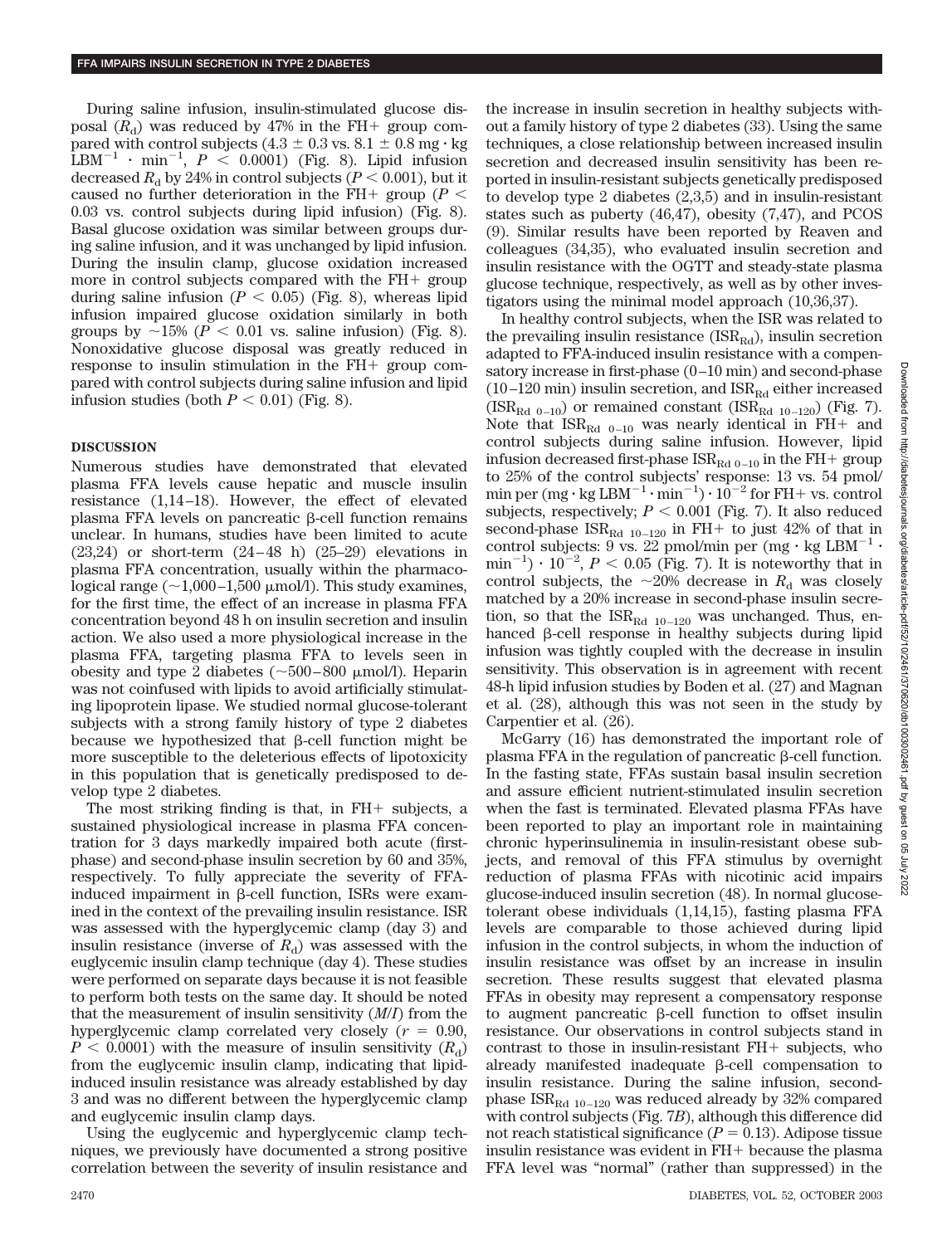During saline infusion, insulin-stimulated glucose disposal ($R_d$) was reduced by 47% in the FH+ group compared with control subjects ($4.3 \pm 0.3$ vs. $8.1 \pm 0.8$ mg · kg $LBM^{-1}$ · $min^{-1}$, $P < 0.0001$) (Fig. 8). Lipid infusion decreased $R_d$ by 24% in control subjects ($P < 0.001$), but it caused no further deterioration in the FH+ group ($P < 0.03$ vs. control subjects during lipid infusion) (Fig. 8). Basal glucose oxidation was similar between groups during saline infusion, and it was unchanged by lipid infusion. During the insulin clamp, glucose oxidation increased more in control subjects compared with the FH+ group during saline infusion ($P < 0.05$) (Fig. 8), whereas lipid infusion impaired glucose oxidation similarly in both groups by ~15% ($P < 0.01$ vs. saline infusion) (Fig. 8). Nonoxidative glucose disposal was greatly reduced in response to insulin stimulation in the FH+ group compared with control subjects during saline infusion and lipid infusion studies (both $P < 0.01$) (Fig. 8).

## DISCUSSION

Numerous studies have demonstrated that elevated plasma FFA levels cause hepatic and muscle insulin resistance (1,14–18). However, the effect of elevated plasma FFA levels on pancreatic β-cell function remains unclear. In humans, studies have been limited to acute (23,24) or short-term (24–48 h) (25–29) elevations in plasma FFA concentration, usually within the pharmacological range (~1,000–1,500 μmol/l). This study examines, for the first time, the effect of an increase in plasma FFA concentration beyond 48 h on insulin secretion and insulin action. We also used a more physiological increase in the plasma FFA, targeting plasma FFA to levels seen in obesity and type 2 diabetes (~500–800 μmol/l). Heparin was not coinfused with lipids to avoid artificially stimulating lipoprotein lipase. We studied normal glucose-tolerant subjects with a strong family history of type 2 diabetes because we hypothesized that β-cell function might be more susceptible to the deleterious effects of lipotoxicity in this population that is genetically predisposed to develop type 2 diabetes.

The most striking finding is that, in FH+ subjects, a sustained physiological increase in plasma FFA concentration for 3 days markedly impaired both acute (first-phase) and second-phase insulin secretion by 60 and 35%, respectively. To fully appreciate the severity of FFA-induced impairment in β-cell function, ISRs were examined in the context of the prevailing insulin resistance. ISR was assessed with the hyperglycemic clamp (day 3) and insulin resistance (inverse of $R_d$) was assessed with the euglycemic insulin clamp technique (day 4). These studies were performed on separate days because it is not feasible to perform both tests on the same day. It should be noted that the measurement of insulin sensitivity ($M/I$) from the hyperglycemic clamp correlated very closely ($r = 0.90$, $P < 0.0001$) with the measure of insulin sensitivity ($R_d$) from the euglycemic insulin clamp, indicating that lipid-induced insulin resistance was already established by day 3 and was no different between the hyperglycemic clamp and euglycemic insulin clamp days.

Using the euglycemic and hyperglycemic clamp techniques, we previously have documented a strong positive correlation between the severity of insulin resistance and the increase in insulin secretion in healthy subjects without a family history of type 2 diabetes (33). Using the same techniques, a close relationship between increased insulin secretion and decreased insulin sensitivity has been reported in insulin-resistant subjects genetically predisposed to develop type 2 diabetes (2,3,5) and in insulin-resistant states such as puberty (46,47), obesity (7,47), and PCOS (9). Similar results have been reported by Reaven and colleagues (34,35), who evaluated insulin secretion and insulin resistance with the OGTT and steady-state plasma glucose technique, respectively, as well as by other investigators using the minimal model approach (10,36,37).

In healthy control subjects, when the ISR was related to the prevailing insulin resistance ($ISR_{Rd}$), insulin secretion adapted to FFA-induced insulin resistance with a compensatory increase in first-phase (0–10 min) and second-phase (10–120 min) insulin secretion, and $ISR_{Rd}$ either increased ($ISR_{Rd\ 0–10}$) or remained constant ($ISR_{Rd\ 10–120}$) (Fig. 7). Note that $ISR_{Rd\ 0–10}$ was nearly identical in FH+ and control subjects during saline infusion. However, lipid infusion decreased first-phase $ISR_{Rd\ 0–10}$ in the FH+ group to 25% of the control subjects' response: 13 vs. 54 pmol/min per (mg · kg $LBM^{-1}$ · $min^{-1}$) · $10^{-2}$ for FH+ vs. control subjects, respectively; $P < 0.001$ (Fig. 7). It also reduced second-phase $ISR_{Rd\ 10–120}$ in FH+ to just 42% of that in control subjects: 9 vs. 22 pmol/min per (mg · kg $LBM^{-1}$ · $min^{-1}$) · $10^{-2}$, $P < 0.05$ (Fig. 7). It is noteworthy that in control subjects, the ~20% decrease in $R_d$ was closely matched by a 20% increase in second-phase insulin secretion, so that the $ISR_{Rd\ 10–120}$ was unchanged. Thus, enhanced β-cell response in healthy subjects during lipid infusion was tightly coupled with the decrease in insulin sensitivity. This observation is in agreement with recent 48-h lipid infusion studies by Boden et al. (27) and Magnan et al. (28), although this was not seen in the study by Carpentier et al. (26).

McGarry (16) has demonstrated the important role of plasma FFA in the regulation of pancreatic β-cell function. In the fasting state, FFAs sustain basal insulin secretion and assure efficient nutrient-stimulated insulin secretion when the fast is terminated. Elevated plasma FFAs have been reported to play an important role in maintaining chronic hyperinsulinemia in insulin-resistant obese subjects, and removal of this FFA stimulus by overnight reduction of plasma FFAs with nicotinic acid impairs glucose-induced insulin secretion (48). In normal glucose-tolerant obese individuals (1,14,15), fasting plasma FFA levels are comparable to those achieved during lipid infusion in the control subjects, in whom the induction of insulin resistance was offset by an increase in insulin secretion. These results suggest that elevated plasma FFAs in obesity may represent a compensatory response to augment pancreatic β-cell function to offset insulin resistance. Our observations in control subjects stand in contrast to those in insulin-resistant FH+ subjects, who already manifested inadequate β-cell compensation to insulin resistance. During the saline infusion, second-phase $ISR_{Rd\ 10–120}$ was reduced already by 32% compared with control subjects (Fig. 7B), although this difference did not reach statistical significance ($P = 0.13$). Adipose tissue insulin resistance was evident in FH+ because the plasma FFA level was "normal" (rather than suppressed) in the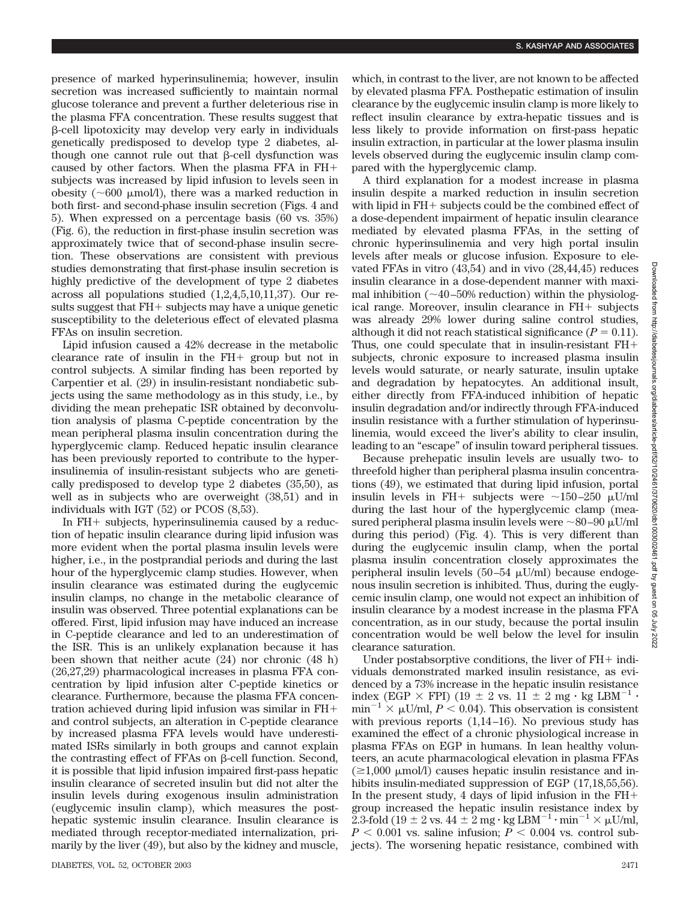presence of marked hyperinsulinemia; however, insulin secretion was increased sufficiently to maintain normal glucose tolerance and prevent a further deleterious rise in the plasma FFA concentration. These results suggest that β-cell lipotoxicity may develop very early in individuals genetically predisposed to develop type 2 diabetes, although one cannot rule out that β-cell dysfunction was caused by other factors. When the plasma FFA in FH+ subjects was increased by lipid infusion to levels seen in obesity (~600 μmol/l), there was a marked reduction in both first- and second-phase insulin secretion (Figs. 4 and 5). When expressed on a percentage basis (60 vs. 35%) (Fig. 6), the reduction in first-phase insulin secretion was approximately twice that of second-phase insulin secretion. These observations are consistent with previous studies demonstrating that first-phase insulin secretion is highly predictive of the development of type 2 diabetes across all populations studied (1,2,4,5,10,11,37). Our results suggest that FH+ subjects may have a unique genetic susceptibility to the deleterious effect of elevated plasma FFAs on insulin secretion.

Lipid infusion caused a 42% decrease in the metabolic clearance rate of insulin in the FH+ group but not in control subjects. A similar finding has been reported by Carpentier et al. (29) in insulin-resistant nondiabetic subjects using the same methodology as in this study, i.e., by dividing the mean prehepatic ISR obtained by deconvolution analysis of plasma C-peptide concentration by the mean peripheral plasma insulin concentration during the hyperglycemic clamp. Reduced hepatic insulin clearance has been previously reported to contribute to the hyperinsulinemia of insulin-resistant subjects who are genetically predisposed to develop type 2 diabetes (35,50), as well as in subjects who are overweight (38,51) and in individuals with IGT (52) or PCOS (8,53).

In FH+ subjects, hyperinsulinemia caused by a reduction of hepatic insulin clearance during lipid infusion was more evident when the portal plasma insulin levels were higher, i.e., in the postprandial periods and during the last hour of the hyperglycemic clamp studies. However, when insulin clearance was estimated during the euglycemic insulin clamps, no change in the metabolic clearance of insulin was observed. Three potential explanations can be offered. First, lipid infusion may have induced an increase in C-peptide clearance and led to an underestimation of the ISR. This is an unlikely explanation because it has been shown that neither acute (24) nor chronic (48 h) (26,27,29) pharmacological increases in plasma FFA concentration by lipid infusion alter C-peptide kinetics or clearance. Furthermore, because the plasma FFA concentration achieved during lipid infusion was similar in FH+ and control subjects, an alteration in C-peptide clearance by increased plasma FFA levels would have underestimated ISRs similarly in both groups and cannot explain the contrasting effect of FFAs on β-cell function. Second, it is possible that lipid infusion impaired first-pass hepatic insulin clearance of secreted insulin but did not alter the insulin levels during exogenous insulin administration (euglycemic insulin clamp), which measures the posthepatic systemic insulin clearance. Insulin clearance is mediated through receptor-mediated internalization, primarily by the liver (49), but also by the kidney and muscle, which, in contrast to the liver, are not known to be affected by elevated plasma FFA. Posthepatic estimation of insulin clearance by the euglycemic insulin clamp is more likely to reflect insulin clearance by extra-hepatic tissues and is less likely to provide information on first-pass hepatic insulin extraction, in particular at the lower plasma insulin levels observed during the euglycemic insulin clamp compared with the hyperglycemic clamp.

A third explanation for a modest increase in plasma insulin despite a marked reduction in insulin secretion with lipid in FH+ subjects could be the combined effect of a dose-dependent impairment of hepatic insulin clearance mediated by elevated plasma FFAs, in the setting of chronic hyperinsulinemia and very high portal insulin levels after meals or glucose infusion. Exposure to elevated FFAs in vitro (43,54) and in vivo (28,44,45) reduces insulin clearance in a dose-dependent manner with maximal inhibition (~40–50% reduction) within the physiological range. Moreover, insulin clearance in FH+ subjects was already 29% lower during saline control studies, although it did not reach statistical significance ($P = 0.11$). Thus, one could speculate that in insulin-resistant FH+ subjects, chronic exposure to increased plasma insulin levels would saturate, or nearly saturate, insulin uptake and degradation by hepatocytes. An additional insult, either directly from FFA-induced inhibition of hepatic insulin degradation and/or indirectly through FFA-induced insulin resistance with a further stimulation of hyperinsulinemia, would exceed the liver's ability to clear insulin, leading to an "escape" of insulin toward peripheral tissues.

Because prehepatic insulin levels are usually two- to threefold higher than peripheral plasma insulin concentrations (49), we estimated that during lipid infusion, portal insulin levels in FH+ subjects were ~150–250 μU/ml during the last hour of the hyperglycemic clamp (measured peripheral plasma insulin levels were ~80–90 μU/ml during this period) (Fig. 4). This is very different than during the euglycemic insulin clamp, when the portal plasma insulin concentration closely approximates the peripheral insulin levels (50–54 μU/ml) because endogenous insulin secretion is inhibited. Thus, during the euglycemic insulin clamp, one would not expect an inhibition of insulin clearance by a modest increase in the plasma FFA concentration, as in our study, because the portal insulin concentration would be well below the level for insulin clearance saturation.

Under postabsorptive conditions, the liver of FH+ individuals demonstrated marked insulin resistance, as evidenced by a 73% increase in the hepatic insulin resistance index (EGP × FPI) ($19 \pm 2$ vs. $11 \pm 2$ mg · kg $\text{LBM}^{-1}$ · $\text{min}^{-1}$ × μU/ml, $P < 0.04$). This observation is consistent with previous reports (1,14–16). No previous study has examined the effect of a chronic physiological increase in plasma FFAs on EGP in humans. In lean healthy volunteers, an acute pharmacological elevation in plasma FFAs (≥1,000 μmol/l) causes hepatic insulin resistance and inhibits insulin-mediated suppression of EGP (17,18,55,56). In the present study, 4 days of lipid infusion in the FH+ group increased the hepatic insulin resistance index by 2.3-fold ($19 \pm 2$ vs. $44 \pm 2$ mg · kg $\text{LBM}^{-1}$ · $\text{min}^{-1}$ × μU/ml, $P < 0.001$ vs. saline infusion; $P < 0.004$ vs. control subjects). The worsening hepatic resistance, combined with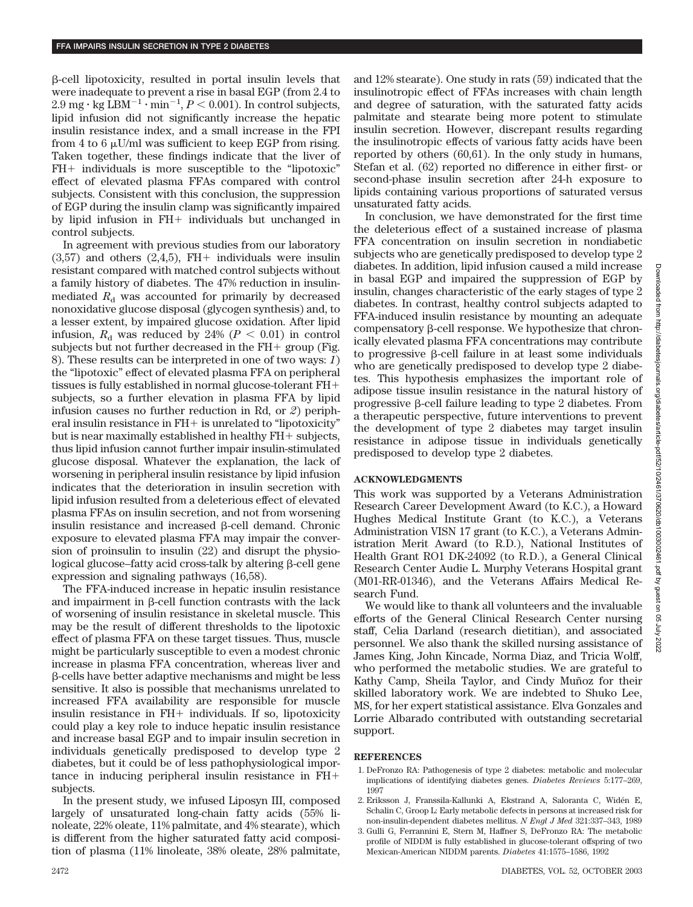β-cell lipotoxicity, resulted in portal insulin levels that were inadequate to prevent a rise in basal EGP (from 2.4 to 2.9 mg · kg $LBM^{-1}$ · $min^{-1}$, $P < 0.001$). In control subjects, lipid infusion did not significantly increase the hepatic insulin resistance index, and a small increase in the FPI from 4 to 6 μU/ml was sufficient to keep EGP from rising. Taken together, these findings indicate that the liver of FH+ individuals is more susceptible to the "lipotoxic" effect of elevated plasma FFAs compared with control subjects. Consistent with this conclusion, the suppression of EGP during the insulin clamp was significantly impaired by lipid infusion in FH+ individuals but unchanged in control subjects.

In agreement with previous studies from our laboratory (3,57) and others (2,4,5), FH+ individuals were insulin resistant compared with matched control subjects without a family history of diabetes. The 47% reduction in insulin-mediated $R_d$ was accounted for primarily by decreased nonoxidative glucose disposal (glycogen synthesis) and, to a lesser extent, by impaired glucose oxidation. After lipid infusion, $R_d$ was reduced by 24% ($P < 0.01$) in control subjects but not further decreased in the FH+ group (Fig. 8). These results can be interpreted in one of two ways: *1*) the "lipotoxic" effect of elevated plasma FFA on peripheral tissues is fully established in normal glucose-tolerant FH+ subjects, so a further elevation in plasma FFA by lipid infusion causes no further reduction in Rd, or *2*) peripheral insulin resistance in FH+ is unrelated to "lipotoxicity" but is near maximally established in healthy FH+ subjects, thus lipid infusion cannot further impair insulin-stimulated glucose disposal. Whatever the explanation, the lack of worsening in peripheral insulin resistance by lipid infusion indicates that the deterioration in insulin secretion with lipid infusion resulted from a deleterious effect of elevated plasma FFAs on insulin secretion, and not from worsening insulin resistance and increased β-cell demand. Chronic exposure to elevated plasma FFA may impair the conversion of proinsulin to insulin (22) and disrupt the physiological glucose–fatty acid cross-talk by altering β-cell gene expression and signaling pathways (16,58).

The FFA-induced increase in hepatic insulin resistance and impairment in β-cell function contrasts with the lack of worsening of insulin resistance in skeletal muscle. This may be the result of different thresholds to the lipotoxic effect of plasma FFA on these target tissues. Thus, muscle might be particularly susceptible to even a modest chronic increase in plasma FFA concentration, whereas liver and β-cells have better adaptive mechanisms and might be less sensitive. It also is possible that mechanisms unrelated to increased FFA availability are responsible for muscle insulin resistance in FH+ individuals. If so, lipotoxicity could play a key role to induce hepatic insulin resistance and increase basal EGP and to impair insulin secretion in individuals genetically predisposed to develop type 2 diabetes, but it could be of less pathophysiological importance in inducing peripheral insulin resistance in FH+ subjects.

In the present study, we infused Liposyn III, composed largely of unsaturated long-chain fatty acids (55% linoleate, 22% oleate, 11% palmitate, and 4% stearate), which is different from the higher saturated fatty acid composition of plasma (11% linoleate, 38% oleate, 28% palmitate, and 12% stearate). One study in rats (59) indicated that the insulinotropic effect of FFAs increases with chain length and degree of saturation, with the saturated fatty acids palmitate and stearate being more potent to stimulate insulin secretion. However, discrepant results regarding the insulinotropic effects of various fatty acids have been reported by others (60,61). In the only study in humans, Stefan et al. (62) reported no difference in either first- or second-phase insulin secretion after 24-h exposure to lipids containing various proportions of saturated versus unsaturated fatty acids.

In conclusion, we have demonstrated for the first time the deleterious effect of a sustained increase of plasma FFA concentration on insulin secretion in nondiabetic subjects who are genetically predisposed to develop type 2 diabetes. In addition, lipid infusion caused a mild increase in basal EGP and impaired the suppression of EGP by insulin, changes characteristic of the early stages of type 2 diabetes. In contrast, healthy control subjects adapted to FFA-induced insulin resistance by mounting an adequate compensatory β-cell response. We hypothesize that chronically elevated plasma FFA concentrations may contribute to progressive β-cell failure in at least some individuals who are genetically predisposed to develop type 2 diabetes. This hypothesis emphasizes the important role of adipose tissue insulin resistance in the natural history of progressive β-cell failure leading to type 2 diabetes. From a therapeutic perspective, future interventions to prevent the development of type 2 diabetes may target insulin resistance in adipose tissue in individuals genetically predisposed to develop type 2 diabetes.

## ACKNOWLEDGMENTS

This work was supported by a Veterans Administration Research Career Development Award (to K.C.), a Howard Hughes Medical Institute Grant (to K.C.), a Veterans Administration VISN 17 grant (to K.C.), a Veterans Administration Merit Award (to R.D.), National Institutes of Health Grant RO1 DK-24092 (to R.D.), a General Clinical Research Center Audie L. Murphy Veterans Hospital grant (M01-RR-01346), and the Veterans Affairs Medical Research Fund.

We would like to thank all volunteers and the invaluable efforts of the General Clinical Research Center nursing staff, Celia Darland (research dietitian), and associated personnel. We also thank the skilled nursing assistance of James King, John Kincade, Norma Diaz, and Tricia Wolff, who performed the metabolic studies. We are grateful to Kathy Camp, Sheila Taylor, and Cindy Muñoz for their skilled laboratory work. We are indebted to Shuko Lee, MS, for her expert statistical assistance. Elva Gonzales and Lorrie Albarado contributed with outstanding secretarial support.

## REFERENCES

1. DeFronzo RA: Pathogenesis of type 2 diabetes: metabolic and molecular implications of identifying diabetes genes. *Diabetes Reviews* 5:177–269, 1997
2. Eriksson J, Franssila-Kallunki A, Ekstrand A, Saloranta C, Widén E, Schalin C, Groop L: Early metabolic defects in persons at increased risk for non-insulin-dependent diabetes mellitus. *N Engl J Med* 321:337–343, 1989
3. Gulli G, Ferrannini E, Stern M, Haffner S, DeFronzo RA: The metabolic profile of NIDDM is fully established in glucose-tolerant offspring of two Mexican-American NIDDM parents. *Diabetes* 41:1575–1586, 1992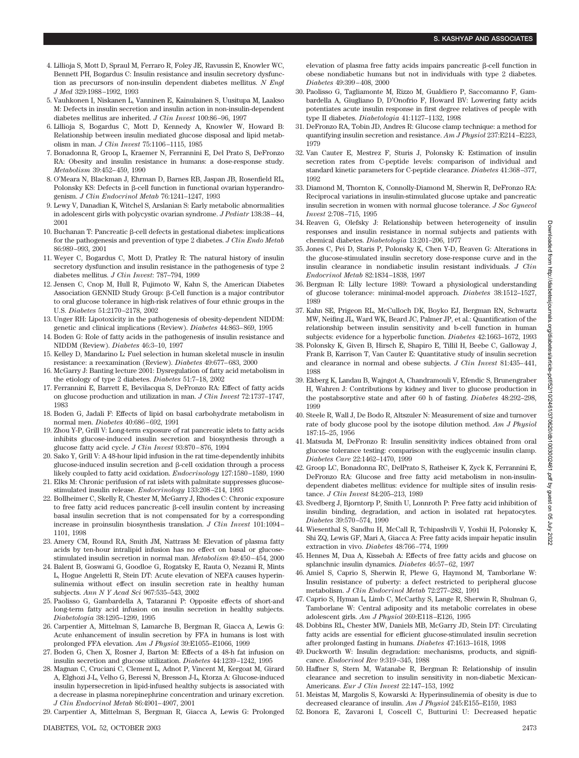4. Lillioja S, Mott D, Spraul M, Ferraro R, Foley JE, Ravussin E, Knowler WC, Bennett PH, Bogardus C: Insulin resistance and insulin secretory dysfunction as precursors of non-insulin dependent diabetes mellitus. *N Engl J Med* 329:1988–1992, 1993
5. Vauhkonen I, Niskanen L, Vanninen E, Kainulainen S, Uusitupa M, Laakso M: Defects in insulin secretion and insulin action in non-insulin-dependent diabetes mellitus are inherited. *J Clin Invest* 100:86–96, 1997
6. Lillioja S, Bogardus C, Mott D, Kennedy A, Knowler W, Howard B: Relationship between insulin mediated glucose disposal and lipid metabolism in man. *J Clin Invest* 75:1106–1115, 1985
7. Bonadonna R, Groop L, Kraemer N, Ferrannini E, Del Prato S, DeFronzo RA: Obesity and insulin resistance in humans: a dose-response study. *Metabolism* 39:452–459, 1990
8. O'Meara N, Blackman J, Ehrman D, Barnes RB, Jaspan JB, Rosenfield RL, Polonsky KS: Defects in β-cell function in functional ovarian hyperandrogenism. *J Clin Endocrinol Metab* 76:1241–1247, 1993
9. Lewy V, Danadian K, Witchel S, Arslanian S: Early metabolic abnormalities in adolescent girls with polycystic ovarian syndrome. *J Pediatr* 138:38–44, 2001
10. Buchanan T: Pancreatic β-cell defects in gestational diabetes: implications for the pathogenesis and prevention of type 2 diabetes. *J Clin Endo Metab* 86:989–993, 2001
11. Weyer C, Bogardus C, Mott D, Pratley R: The natural history of insulin secretory dysfunction and insulin resistance in the pathogenesis of type 2 diabetes mellitus. *J Clin Invest*: 787–794, 1999
12. Jensen C, Cnop M, Hull R, Fujimoto W, Kahn S, the American Diabetes Association GENNID Study Group: β-Cell function is a major contributor to oral glucose tolerance in high-risk relatives of four ethnic groups in the U.S. *Diabetes* 51:2170–2178, 2002
13. Unger RH: Lipotoxicity in the pathogenesis of obesity-dependent NIDDM: genetic and clinical implications (Review). *Diabetes* 44:863–869, 1995
14. Boden G: Role of fatty acids in the pathogenesis of insulin resistance and NIDDM (Review). *Diabetes* 46:3–10, 1997
15. Kelley D, Mandarino L: Fuel selection in human skeletal muscle in insulin resistance: a reexamination (Review). *Diabetes* 49:677–683, 2000
16. McGarry J: Banting lecture 2001: Dysregulation of fatty acid metabolism in the etiology of type 2 diabetes. *Diabetes* 51:7–18, 2002
17. Ferrannini E, Barrett E, Bevilacqua S, DeFronzo RA: Effect of fatty acids on glucose production and utilization in man. *J Clin Invest* 72:1737–1747, 1983
18. Boden G, Jadali F: Effects of lipid on basal carbohydrate metabolism in normal men. *Diabetes* 40:686–692, 1991
19. Zhou Y-P, Grill V: Long-term exposure of rat pancreatic islets to fatty acids inhibits glucose-induced insulin secretion and biosynthesis through a glucose fatty acid cycle. *J Clin Invest* 93:870–876, 1994
20. Sako Y, Grill V: A 48-hour lipid infusion in the rat time-dependently inhibits glucose-induced insulin secretion and β-cell oxidation through a process likely coupled to fatty acid oxidation. *Endocrinology* 127:1580–1589, 1990
21. Elks M: Chronic perifusion of rat islets with palmitate suppresses glucose-stimulated insulin release. *Endocrinology* 133:208–214, 1993
22. Bollheimer C, Skelly R, Chester M, McGarry J, Rhodes C: Chronic exposure to free fatty acid reduces pancreatic β-cell insulin content by increasing basal insulin secretion that is not compensated for by a corresponding increase in proinsulin biosynthesis translation. *J Clin Invest* 101:1094–1101, 1998
23. Amery CM, Round RA, Smith JM, Nattrass M: Elevation of plasma fatty acids by ten-hour intralipid infusion has no effect on basal or glucose-stimulated insulin secretion in normal man. *Metabolism* 49:450–454, 2000
24. Balent B, Goswami G, Goodloe G, Rogatsky E, Rauta O, Nezami R, Mints L, Hogue Angeletti R, Stein DT: Acute elevation of NEFA causes hyperinsulinemia without effect on insulin secretion rate in healthy human subjects. *Ann N Y Acad Sci* 967:535–543, 2002
25. Paolisso G, Gambardella A, Tataranni P: Opposite effects of short-and long-term fatty acid infusion on insulin secretion in healthy subjects. *Diabetologia* 38:1295–1299, 1995
26. Carpentier A, Mittelman S, Lamarche B, Bergman R, Giacca A, Lewis G: Acute enhancement of insulin secretion by FFA in humans is lost with prolonged FFA elevation. *Am J Physiol* 39:E1055–E1066, 1999
27. Boden G, Chen X, Rosner J, Barton M: Effects of a 48-h fat infusion on insulin secretion and glucose utilization. *Diabetes* 44:1239–1242, 1995
28. Magnan C, Cruciani C, Clement L, Adnot P, Vincent M, Kergoat M, Girard A, Elghozi J-L, Velho G, Beressi N, Bresson J-L, Ktorza A: Glucose-induced insulin hypersecretion in lipid-infused healthy subjects is associated with a decrease in plasma norepinephrine concentration and urinary excretion. *J Clin Endocrinol Metab* 86:4901–4907, 2001
29. Carpentier A, Mittelman S, Bergman R, Giacca A, Lewis G: Prolonged elevation of plasma free fatty acids impairs pancreatic β-cell function in obese nondiabetic humans but not in individuals with type 2 diabetes. *Diabetes* 49:399–408, 2000
30. Paolisso G, Tagliamonte M, Rizzo M, Gualdiero P, Saccomanno F, Gambardella A, Giugliano D, D'Onofrio F, Howard BV: Lowering fatty acids potentiates acute insulin response in first degree relatives of people with type II diabetes. *Diabetologia* 41:1127–1132, 1998
31. DeFronzo RA, Tobin JD, Andres R: Glucose clamp technique: a method for quantifying insulin secretion and resistance. *Am J Physiol* 237:E214–E223, 1979
32. Van Cauter E, Mestrez F, Sturis J, Polonsky K: Estimation of insulin secretion rates from C-peptide levels: comparison of individual and standard kinetic parameters for C-peptide clearance. *Diabetes* 41:368–377, 1992
33. Diamond M, Thornton K, Connolly-Diamond M, Sherwin R, DeFronzo RA: Reciprocal variations in insulin-stimulated glucose uptake and pancreatic insulin secretion in women with normal glucose tolerance. *J Soc Gynecol Invest* 2:708–715, 1995
34. Reaven G, Olefsky J: Relationship between heterogeneity of insulin responses and insulin resistance in normal subjects and patients with chemical diabetes. *Diabetologia* 13:201–206, 1977
35. Jones C, Pei D, Staris P, Polonsky K, Chen Y-D, Reaven G: Alterations in the glucose-stimulated insulin secretory dose-response curve and in the insulin clearance in nondiabetic insulin resistant individuals. *J Clin Endocrinol Metab* 82:1834–1838, 1997
36. Bergman R: Lilly lecture 1989: Toward a physiological understanding of glucose tolerance: minimal-model approach. *Diabetes* 38:1512–1527, 1989
37. Kahn SE, Prigeon RL, McCulloch DK, Boyko EJ, Bergman RN, Schwartz MW, Neifing JL, Ward WK, Beard JC, Palmer JP, et al.: Quantification of the relationship between insulin sensitivity and b-cell function in human subjects: evidence for a hyperbolic function. *Diabetes* 42:1663–1672, 1993
38. Polonsky K, Given B, Hirsch E, Shapiro E, Tillil H, Beebe C, Galloway J, Frank B, Karrison T, Van Cauter E: Quantitative study of insulin secretion and clearance in normal and obese subjects. *J Clin Invest* 81:435–441, 1988
39. Ekberg K, Landau B, Wajngot A, Chandramouli V, Efendic S, Brunengraber H, Wahren J: Contributions by kidney and liver to glucose production in the postabsorptive state and after 60 h of fasting. *Diabetes* 48:292–298, 1999
40. Steele R, Wall J, De Bodo R, Altszuler N: Measurement of size and turnover rate of body glucose pool by the isotope dilution method. *Am J Physiol* 187:15–25, 1956
41. Matsuda M, DeFronzo R: Insulin sensitivity indices obtained from oral glucose tolerance testing: comparison with the euglycemic insulin clamp. *Diabetes Care* 22:1462–1470, 1999
42. Groop LC, Bonadonna RC, DelPrato S, Ratheiser K, Zyck K, Ferrannini E, DeFronzo RA: Glucose and free fatty acid metabolism in non-insulin-dependent diabetes mellitus: evidence for multiple sites of insulin resistance. *J Clin Invest* 84:205–213, 1989
43. Svedberg J, Bjorntorp P, Smith U, Lonnroth P: Free fatty acid inhibition of insulin binding, degradation, and action in isolated rat hepatocytes. *Diabetes* 39:570–574, 1990
44. Wiesenthal S, Sandhu H, McCall R, Tchipashvili V, Yoshii H, Polonsky K, Shi ZQ, Lewis GF, Mari A, Giacca A: Free fatty acids impair hepatic insulin extraction in vivo. *Diabetes* 48:766–774, 1999
45. Hennes M, Dua A, Kissebah A: Effects of free fatty acids and glucose on splanchnic insulin dynamics. *Diabetes* 46:57–62, 1997
46. Amiel S, Caprio S, Sherwin R, Plewe G, Haymond M, Tamborlane W: Insulin resistance of puberty: a defect restricted to peripheral glucose metabolism. *J Clin Endocrinol Metab* 72:277–282, 1991
47. Caprio S, Hyman L, Limb C, McCarthy S, Lange R, Sherwin R, Shulman G, Tamborlane W: Central adiposity and its metabolic correlates in obese adolescent girls. *Am J Physiol* 269:E118–E126, 1995
48. Dobbins RL, Chester MW, Daniels MB, McGarry JD, Stein DT: Circulating fatty acids are essential for efficient glucose-stimulated insulin secretion after prolonged fasting in humans. *Diabetes* 47:1613–1618, 1998
49. Duckworth W: Insulin degradation: mechanisms, products, and significance. *Endocrinol Rev* 9:319–345, 1988
50. Haffner S, Stern M, Watanabe R, Bergman R: Relationship of insulin clearance and secretion to insulin sensitivity in non-diabetic Mexican-Americans. *Eur J Clin Invest* 22:147–153, 1992
51. Meistas M, Margolis S, Kowarski A: Hyperinsulinemia of obesity is due to decreased clearance of insulin. *Am J Physiol* 245:E155–E159, 1983
52. Bonora E, Zavaroni I, Coscell C, Butturini U: Decreased hepatic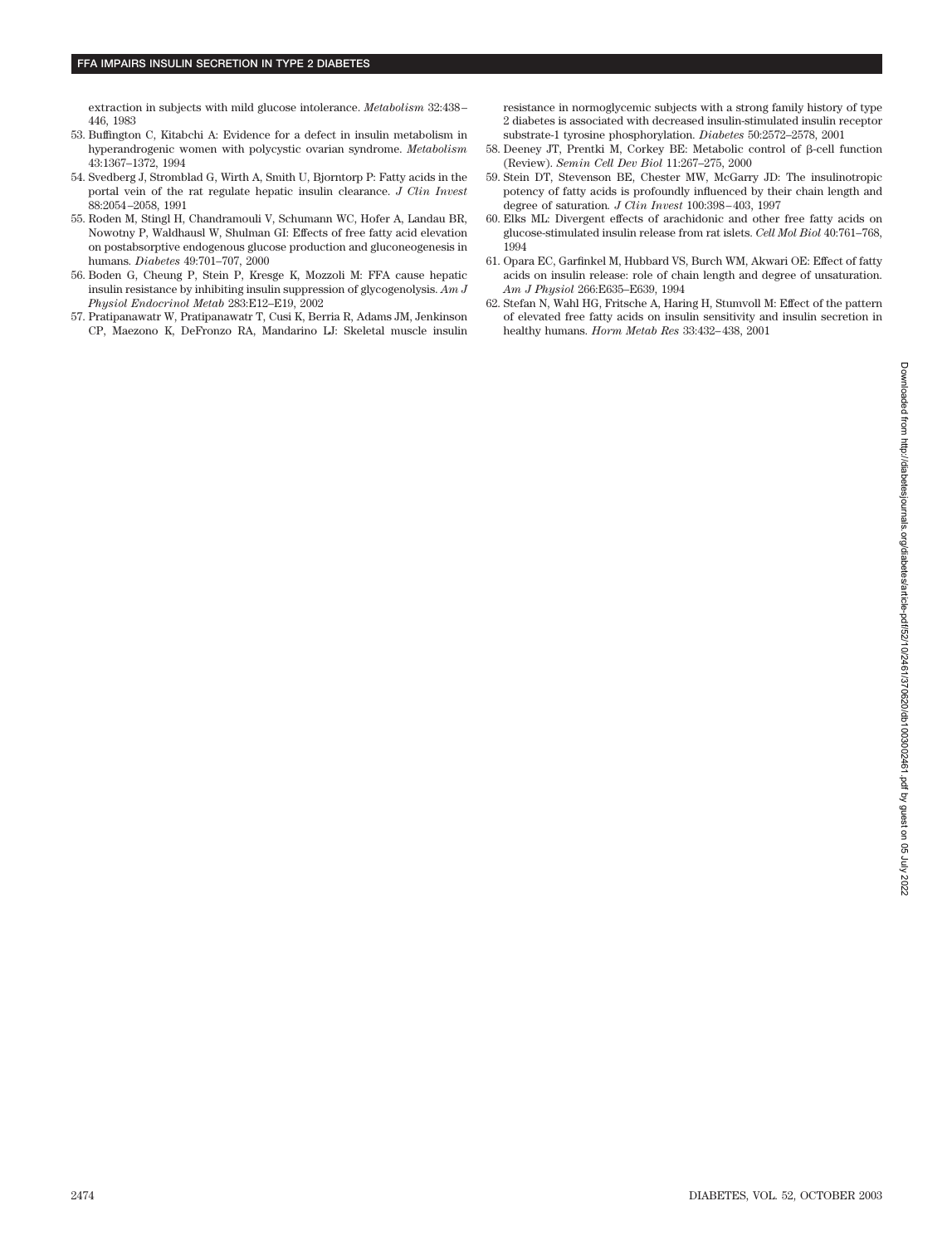extraction in subjects with mild glucose intolerance. *Metabolism* 32:438–446, 1983

53. Buffington C, Kitabchi A: Evidence for a defect in insulin metabolism in hyperandrogenic women with polycystic ovarian syndrome. *Metabolism* 43:1367–1372, 1994
54. Svedberg J, Stromblad G, Wirth A, Smith U, Bjorntorp P: Fatty acids in the portal vein of the rat regulate hepatic insulin clearance. *J Clin Invest* 88:2054–2058, 1991
55. Roden M, Stingl H, Chandramouli V, Schumann WC, Hofer A, Landau BR, Nowotny P, Waldhausl W, Shulman GI: Effects of free fatty acid elevation on postabsorptive endogenous glucose production and gluconeogenesis in humans. *Diabetes* 49:701–707, 2000
56. Boden G, Cheung P, Stein P, Kresge K, Mozzoli M: FFA cause hepatic insulin resistance by inhibiting insulin suppression of glycogenolysis. *Am J Physiol Endocrinol Metab* 283:E12–E19, 2002
57. Pratipanawatr W, Pratipanawatr T, Cusi K, Berria R, Adams JM, Jenkinson CP, Maezono K, DeFronzo RA, Mandarino LJ: Skeletal muscle insulin resistance in normoglycemic subjects with a strong family history of type 2 diabetes is associated with decreased insulin-stimulated insulin receptor substrate-1 tyrosine phosphorylation. *Diabetes* 50:2572–2578, 2001
58. Deeney JT, Prentki M, Corkey BE: Metabolic control of β-cell function (Review). *Semin Cell Dev Biol* 11:267–275, 2000
59. Stein DT, Stevenson BE, Chester MW, McGarry JD: The insulinotropic potency of fatty acids is profoundly influenced by their chain length and degree of saturation. *J Clin Invest* 100:398–403, 1997
60. Elks ML: Divergent effects of arachidonic and other free fatty acids on glucose-stimulated insulin release from rat islets. *Cell Mol Biol* 40:761–768, 1994
61. Opara EC, Garfinkel M, Hubbard VS, Burch WM, Akwari OE: Effect of fatty acids on insulin release: role of chain length and degree of unsaturation. *Am J Physiol* 266:E635–E639, 1994
62. Stefan N, Wahl HG, Fritsche A, Haring H, Stumvoll M: Effect of the pattern of elevated free fatty acids on insulin sensitivity and insulin secretion in healthy humans. *Horm Metab Res* 33:432–438, 2001